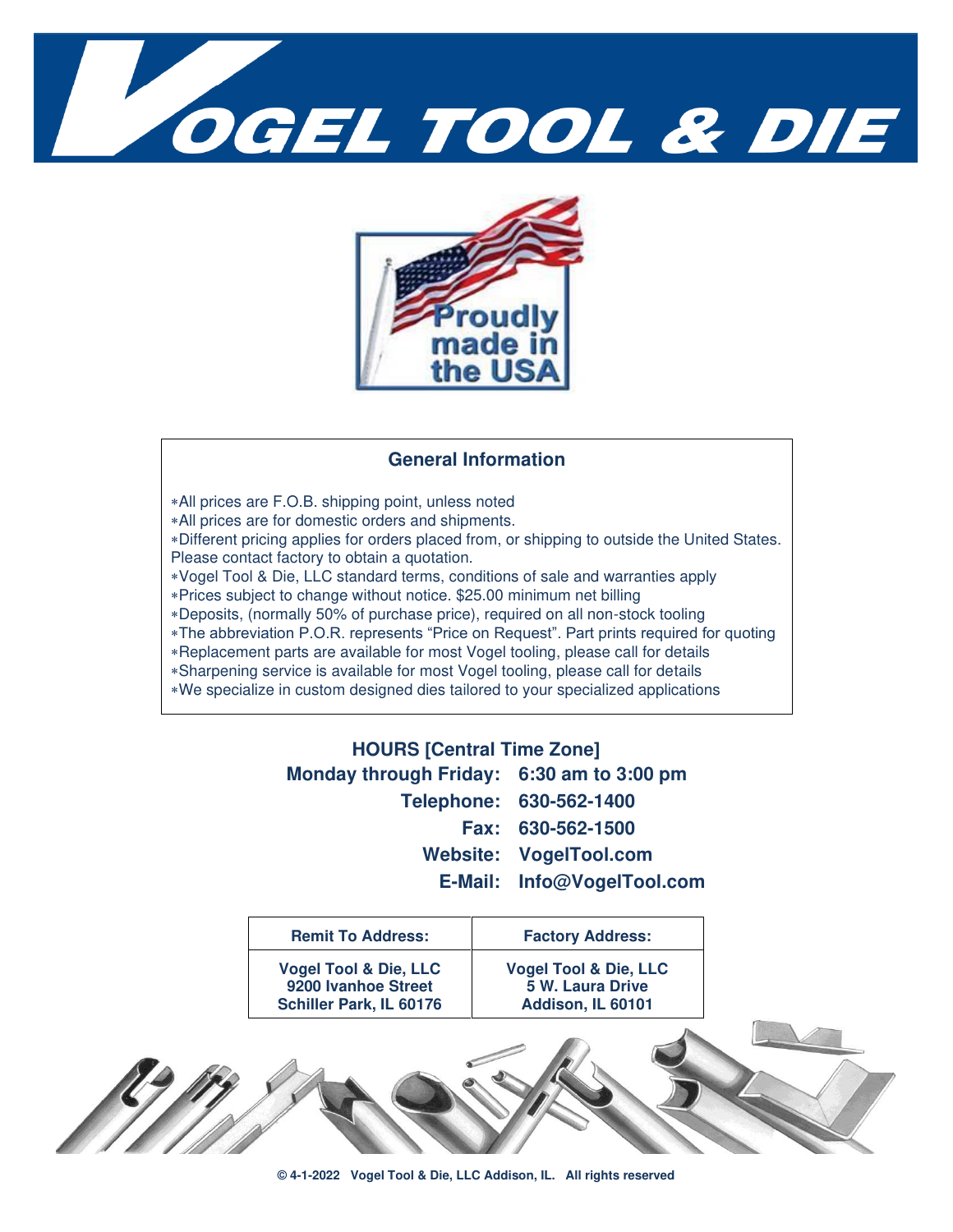# VOGEL TOOL & DIE

Proudly made in the USA

## General Information

- ⁎All prices are F.O.B. shipping point, unless noted
- ⁎All prices are for domestic orders and shipments.
- ⁎Different pricing applies for orders placed from, or shipping to outside the United States. Please contact factory to obtain a quotation.
- ⁎Vogel Tool & Die, LLC standard terms, conditions of sale and warranties apply
- ⁎Prices subject to change without notice. $25.00 minimum net billing
- ⁎Deposits, (normally 50% of purchase price), required on all non-stock tooling
- ⁎The abbreviation P.O.R. represents “Price on Request”. Part prints required for quoting
- ⁎Replacement parts are available for most Vogel tooling, please call for details
- ⁎Sharpening service is available for most Vogel tooling, please call for details
- ⁎We specialize in custom designed dies tailored to your specialized applications

**HOURS [Central Time Zone]**

**Monday through Friday: 6:30 am to 3:00 pm**

**Telephone: 630-562-1400**

**Fax: 630-562-1500**

**Website: VogelTool.com**

**E-Mail: Info@VogelTool.com**

| Remit To Address: | Factory Address: |
|---|---|
| Vogel Tool & Die, LLC<br>9200 Ivanhoe Street<br>Schiller Park, IL 60176 | Vogel Tool & Die, LLC<br>5 W. Laura Drive<br>Addison, IL 60101 |

© 4-1-2022 Vogel Tool & Die, LLC Addison, IL. All rights reserved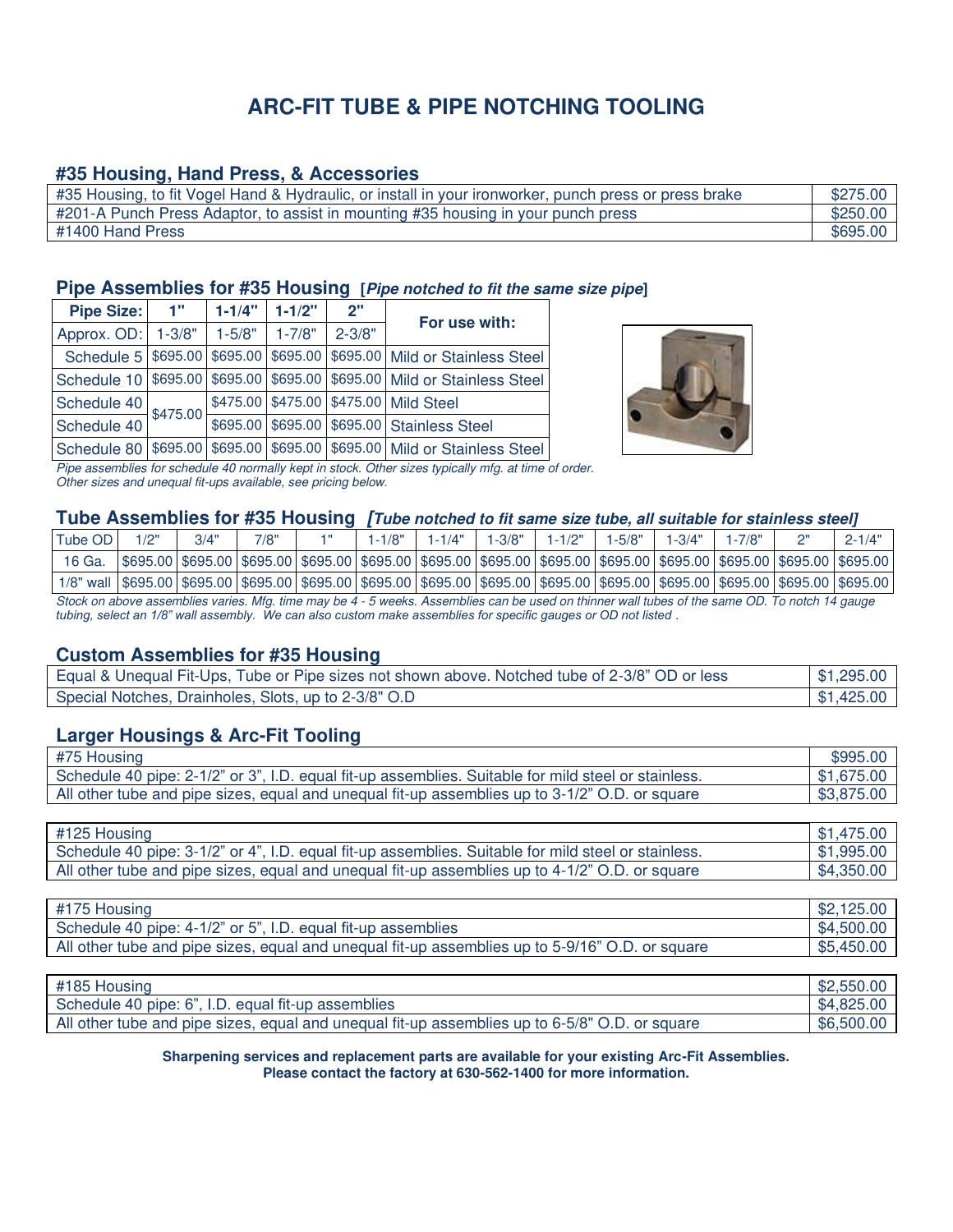# ARC-FIT TUBE & PIPE NOTCHING TOOLING

## #35 Housing, Hand Press, & Accessories

| Item | Price |
|---|---|
| #35 Housing, to fit Vogel Hand & Hydraulic, or install in your ironworker, punch press or press brake | $275.00 |
| #201-A Punch Press Adaptor, to assist in mounting #35 housing in your punch press | $250.00 |
| #1400 Hand Press | $695.00 |

## Pipe Assemblies for #35 Housing [*Pipe notched to fit the same size pipe*]

| Pipe Size: | 1" | 1-1/4" | 1-1/2" | 2" | For use with: |
|---|---|---|---|---|---|
| Approx. OD: | 1-3/8" | 1-5/8" | 1-7/8" | 2-3/8" | |
| Schedule 5 | $695.00 | $695.00 | $695.00 | $695.00 | Mild or Stainless Steel |
| Schedule 10 | $695.00 | $695.00 | $695.00 | $695.00 | Mild or Stainless Steel |
| Schedule 40 | $475.00 | $475.00 | $475.00 | $475.00 | Mild Steel |
| Schedule 40 | | $695.00 | $695.00 | $695.00 | Stainless Steel |
| Schedule 80 | $695.00 | $695.00 | $695.00 | $695.00 | Mild or Stainless Steel |

*Pipe assemblies for schedule 40 normally kept in stock. Other sizes typically mfg. at time of order. Other sizes and unequal fit-ups available, see pricing below.*

## Tube Assemblies for #35 Housing *[Tube notched to fit same size tube, all suitable for stainless steel]*

| Tube OD | 1/2" | 3/4" | 7/8" | 1" | 1-1/8" | 1-1/4" | 1-3/8" | 1-1/2" | 1-5/8" | 1-3/4" | 1-7/8" | 2" | 2-1/4" |
|---|---|---|---|---|---|---|---|---|---|---|---|---|---|
| 16 Ga. | $695.00 | $695.00 | $695.00 | $695.00 | $695.00 | $695.00 | $695.00 | $695.00 | $695.00 | $695.00 | $695.00 | $695.00 | $695.00 |
| 1/8" wall | $695.00 | $695.00 | $695.00 | $695.00 | $695.00 | $695.00 | $695.00 | $695.00 | $695.00 | $695.00 | $695.00 | $695.00 | $695.00 |

*Stock on above assemblies varies. Mfg. time may be 4 - 5 weeks. Assemblies can be used on thinner wall tubes of the same OD. To notch 14 gauge tubing, select an 1/8" wall assembly. We can also custom make assemblies for specific gauges or OD not listed .*

## Custom Assemblies for #35 Housing

| Item | Price |
|---|---|
| Equal & Unequal Fit-Ups, Tube or Pipe sizes not shown above. Notched tube of 2-3/8" OD or less | $1,295.00 |
| Special Notches, Drainholes, Slots, up to 2-3/8" O.D | $1,425.00 |

## Larger Housings & Arc-Fit Tooling

| Item | Price |
|---|---|
| #75 Housing | $995.00 |
| Schedule 40 pipe: 2-1/2" or 3", I.D. equal fit-up assemblies. Suitable for mild steel or stainless. | $1,675.00 |
| All other tube and pipe sizes, equal and unequal fit-up assemblies up to 3-1/2" O.D. or square | $3,875.00 |

| Item | Price |
|---|---|
| #125 Housing | $1,475.00 |
| Schedule 40 pipe: 3-1/2" or 4", I.D. equal fit-up assemblies. Suitable for mild steel or stainless. | $1,995.00 |
| All other tube and pipe sizes, equal and unequal fit-up assemblies up to 4-1/2" O.D. or square | $4,350.00 |

| Item | Price |
|---|---|
| #175 Housing | $2,125.00 |
| Schedule 40 pipe: 4-1/2" or 5", I.D. equal fit-up assemblies | $4,500.00 |
| All other tube and pipe sizes, equal and unequal fit-up assemblies up to 5-9/16" O.D. or square | $5,450.00 |

| Item | Price |
|---|---|
| #185 Housing | $2,550.00 |
| Schedule 40 pipe: 6", I.D. equal fit-up assemblies | $4,825.00 |
| All other tube and pipe sizes, equal and unequal fit-up assemblies up to 6-5/8" O.D. or square | $6,500.00 |

**Sharpening services and replacement parts are available for your existing Arc-Fit Assemblies. Please contact the factory at 630-562-1400 for more information.**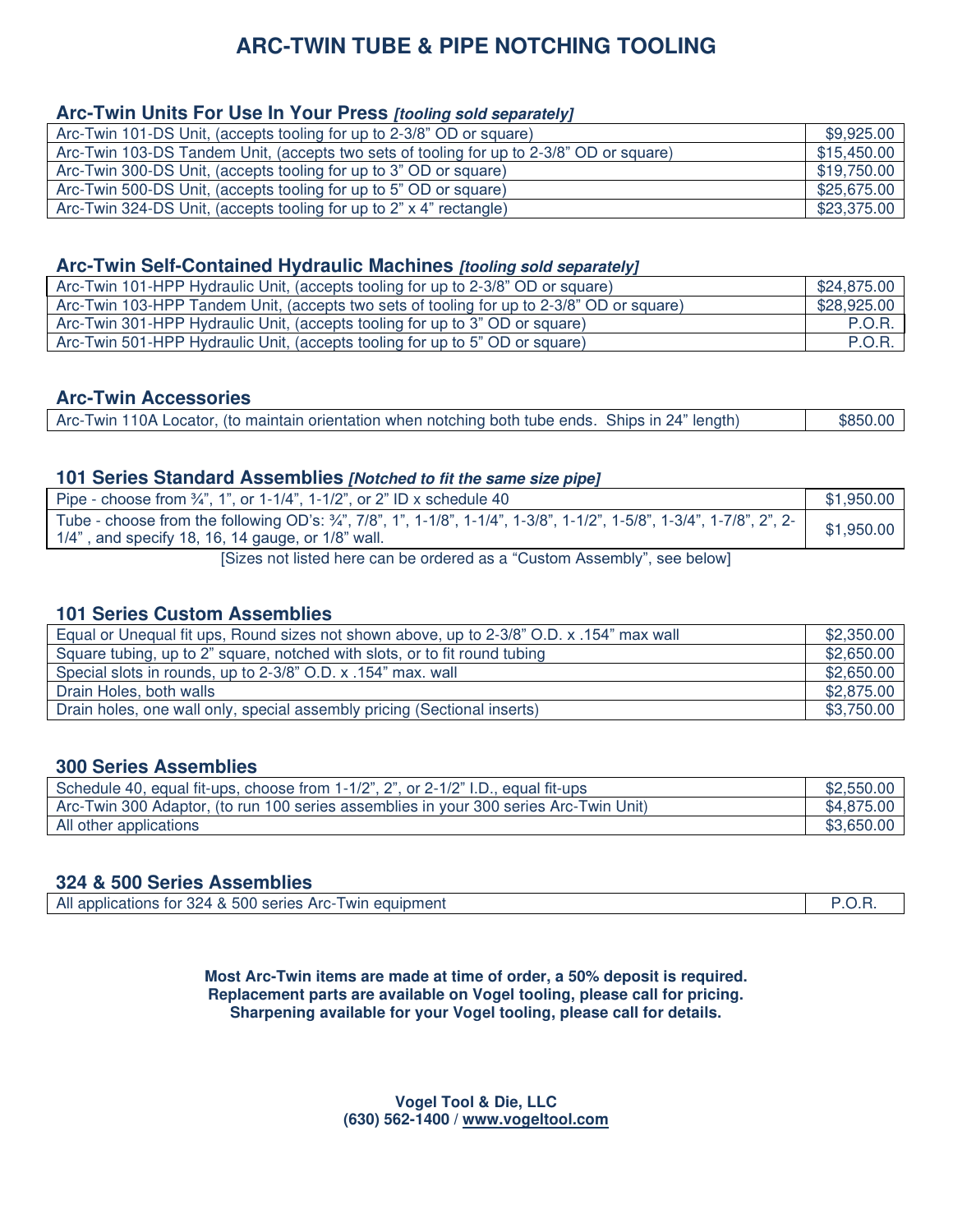# ARC-TWIN TUBE & PIPE NOTCHING TOOLING

## Arc-Twin Units For Use In Your Press *[tooling sold separately]*

| | |
|---|---|
| Arc-Twin 101-DS Unit, (accepts tooling for up to 2-3/8" OD or square) | $9,925.00 |
| Arc-Twin 103-DS Tandem Unit, (accepts two sets of tooling for up to 2-3/8" OD or square) | $15,450.00 |
| Arc-Twin 300-DS Unit, (accepts tooling for up to 3" OD or square) | $19,750.00 |
| Arc-Twin 500-DS Unit, (accepts tooling for up to 5" OD or square) | $25,675.00 |
| Arc-Twin 324-DS Unit, (accepts tooling for up to 2" x 4" rectangle) | $23,375.00 |

## Arc-Twin Self-Contained Hydraulic Machines *[tooling sold separately]*

| | |
|---|---|
| Arc-Twin 101-HPP Hydraulic Unit, (accepts tooling for up to 2-3/8" OD or square) | $24,875.00 |
| Arc-Twin 103-HPP Tandem Unit, (accepts two sets of tooling for up to 2-3/8" OD or square) | $28,925.00 |
| Arc-Twin 301-HPP Hydraulic Unit, (accepts tooling for up to 3" OD or square) | P.O.R. |
| Arc-Twin 501-HPP Hydraulic Unit, (accepts tooling for up to 5" OD or square) | P.O.R. |

## Arc-Twin Accessories

| | |
|---|---|
| Arc-Twin 110A Locator, (to maintain orientation when notching both tube ends. Ships in 24" length) | $850.00 |

## 101 Series Standard Assemblies *[Notched to fit the same size pipe]*

| | |
|---|---|
| Pipe - choose from ¾", 1", or 1-1/4", 1-1/2", or 2" ID x schedule 40 | $1,950.00 |
| Tube - choose from the following OD's: ¾", 7/8", 1", 1-1/8", 1-1/4", 1-3/8", 1-1/2", 1-5/8", 1-3/4", 1-7/8", 2", 2-1/4", and specify 18, 16, 14 gauge, or 1/8" wall. | $1,950.00 |

[Sizes not listed here can be ordered as a "Custom Assembly", see below]

## 101 Series Custom Assemblies

| | |
|---|---|
| Equal or Unequal fit ups, Round sizes not shown above, up to 2-3/8" O.D. x .154" max wall | $2,350.00 |
| Square tubing, up to 2" square, notched with slots, or to fit round tubing | $2,650.00 |
| Special slots in rounds, up to 2-3/8" O.D. x .154" max. wall | $2,650.00 |
| Drain Holes, both walls | $2,875.00 |
| Drain holes, one wall only, special assembly pricing (Sectional inserts) | $3,750.00 |

## 300 Series Assemblies

| | |
|---|---|
| Schedule 40, equal fit-ups, choose from 1-1/2", 2", or 2-1/2" I.D., equal fit-ups | $2,550.00 |
| Arc-Twin 300 Adaptor, (to run 100 series assemblies in your 300 series Arc-Twin Unit) | $4,875.00 |
| All other applications | $3,650.00 |

## 324 & 500 Series Assemblies

| | |
|---|---|
| All applications for 324 & 500 series Arc-Twin equipment | P.O.R. |

**Most Arc-Twin items are made at time of order, a 50% deposit is required.**
**Replacement parts are available on Vogel tooling, please call for pricing.**
**Sharpening available for your Vogel tooling, please call for details.**

**Vogel Tool & Die, LLC**
**(630) 562-1400 / www.vogeltool.com**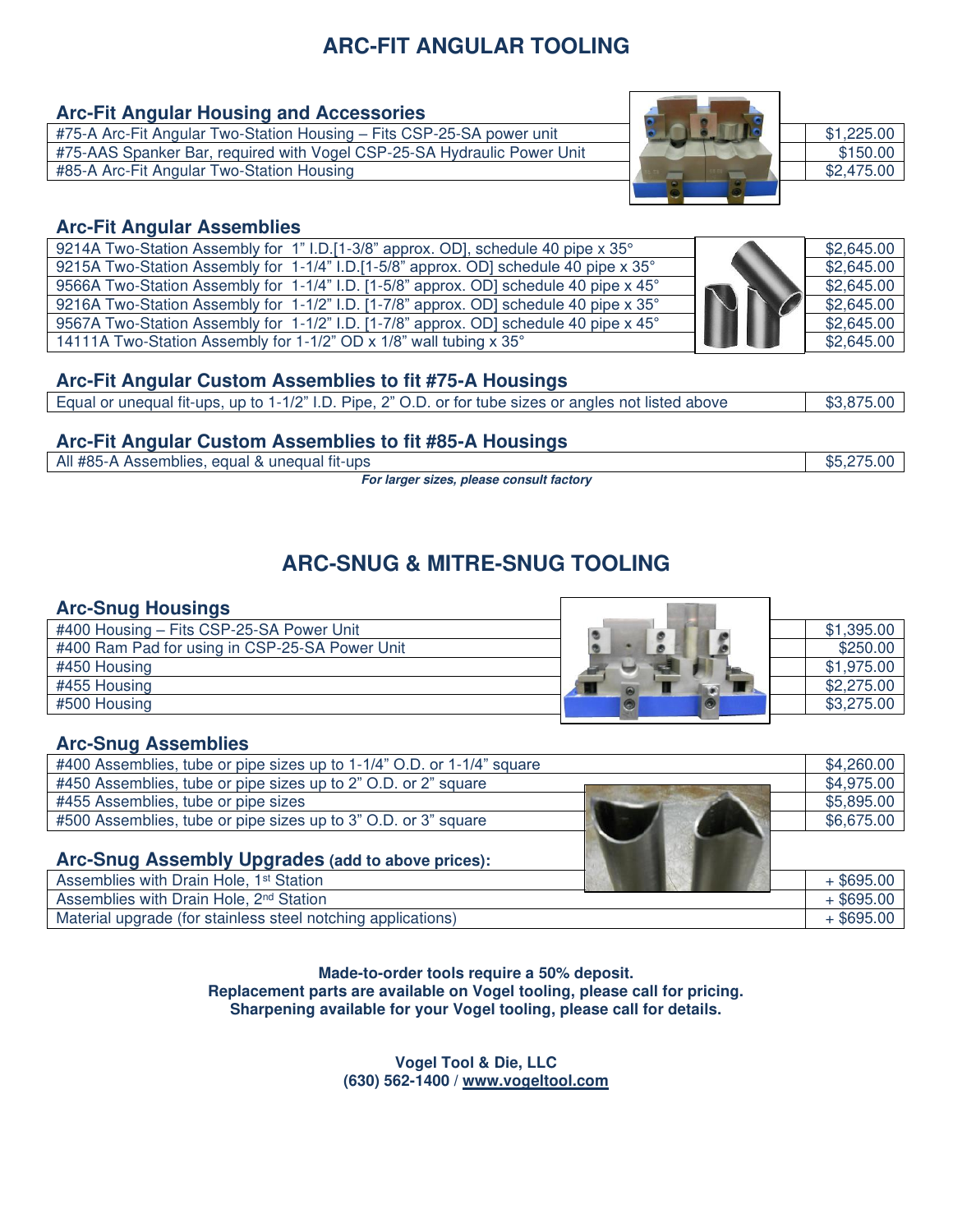# ARC-FIT ANGULAR TOOLING

## Arc-Fit Angular Housing and Accessories

| Item | Price |
|---|---|
| #75-A Arc-Fit Angular Two-Station Housing – Fits CSP-25-SA power unit | $1,225.00 |
| #75-AAS Spanker Bar, required with Vogel CSP-25-SA Hydraulic Power Unit | $150.00 |
| #85-A Arc-Fit Angular Two-Station Housing | $2,475.00 |

## Arc-Fit Angular Assemblies

| Item | Price |
|---|---|
| 9214A Two-Station Assembly for 1" I.D.[1-3/8" approx. OD], schedule 40 pipe x 35° | $2,645.00 |
| 9215A Two-Station Assembly for 1-1/4" I.D.[1-5/8" approx. OD] schedule 40 pipe x 35° | $2,645.00 |
| 9566A Two-Station Assembly for 1-1/4" I.D. [1-5/8" approx. OD] schedule 40 pipe x 45° | $2,645.00 |
| 9216A Two-Station Assembly for 1-1/2" I.D. [1-7/8" approx. OD] schedule 40 pipe x 35° | $2,645.00 |
| 9567A Two-Station Assembly for 1-1/2" I.D. [1-7/8" approx. OD] schedule 40 pipe x 45° | $2,645.00 |
| 14111A Two-Station Assembly for 1-1/2" OD x 1/8" wall tubing x 35° | $2,645.00 |

## Arc-Fit Angular Custom Assemblies to fit #75-A Housings

| Item | Price |
|---|---|
| Equal or unequal fit-ups, up to 1-1/2" I.D. Pipe, 2" O.D. or for tube sizes or angles not listed above | $3,875.00 |

## Arc-Fit Angular Custom Assemblies to fit #85-A Housings

| Item | Price |
|---|---|
| All #85-A Assemblies, equal & unequal fit-ups | $5,275.00 |

***For larger sizes, please consult factory***

# ARC-SNUG & MITRE-SNUG TOOLING

## Arc-Snug Housings

| Item | Price |
|---|---|
| #400 Housing – Fits CSP-25-SA Power Unit | $1,395.00 |
| #400 Ram Pad for using in CSP-25-SA Power Unit | $250.00 |
| #450 Housing | $1,975.00 |
| #455 Housing | $2,275.00 |
| #500 Housing | $3,275.00 |

## Arc-Snug Assemblies

| Item | Price |
|---|---|
| #400 Assemblies, tube or pipe sizes up to 1-1/4" O.D. or 1-1/4" square | $4,260.00 |
| #450 Assemblies, tube or pipe sizes up to 2" O.D. or 2" square | $4,975.00 |
| #455 Assemblies, tube or pipe sizes | $5,895.00 |
| #500 Assemblies, tube or pipe sizes up to 3" O.D. or 3" square | $6,675.00 |

## Arc-Snug Assembly Upgrades (add to above prices):

| Item | Price |
|---|---|
| Assemblies with Drain Hole, 1st Station | + $695.00 |
| Assemblies with Drain Hole, 2nd Station | + $695.00 |
| Material upgrade (for stainless steel notching applications) | + $695.00 |

**Made-to-order tools require a 50% deposit.**
**Replacement parts are available on Vogel tooling, please call for pricing.**
**Sharpening available for your Vogel tooling, please call for details.**

**Vogel Tool & Die, LLC**
**(630) 562-1400 / www.vogeltool.com**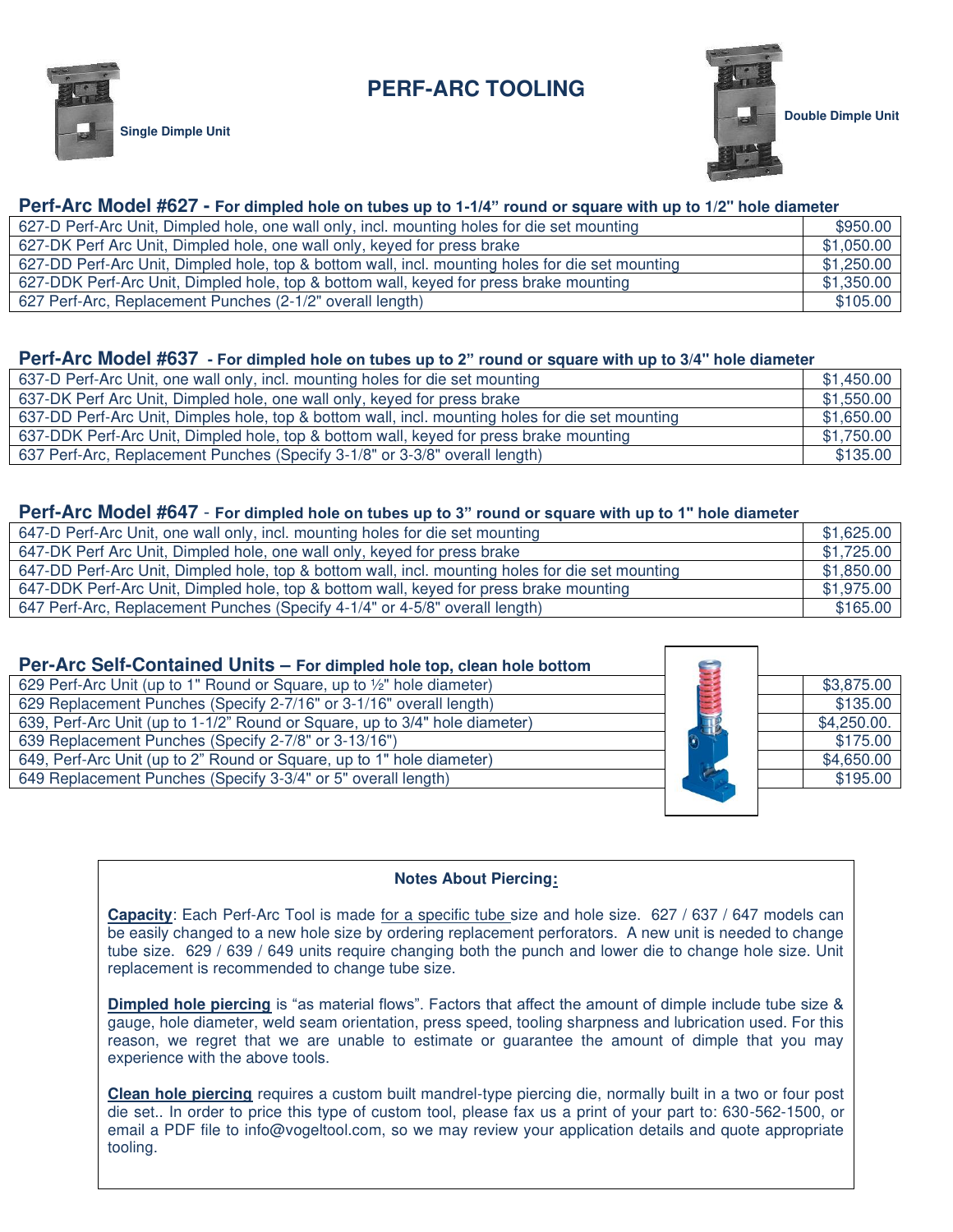# PERF-ARC TOOLING

Single Dimple Unit

Double Dimple Unit

## Perf-Arc Model #627 - For dimpled hole on tubes up to 1-1/4" round or square with up to 1/2" hole diameter

| | |
|---|---|
| 627-D Perf-Arc Unit, Dimpled hole, one wall only, incl. mounting holes for die set mounting | $950.00 |
| 627-DK Perf Arc Unit, Dimpled hole, one wall only, keyed for press brake | $1,050.00 |
| 627-DD Perf-Arc Unit, Dimpled hole, top & bottom wall, incl. mounting holes for die set mounting | $1,250.00 |
| 627-DDK Perf-Arc Unit, Dimpled hole, top & bottom wall, keyed for press brake mounting | $1,350.00 |
| 627 Perf-Arc, Replacement Punches (2-1/2" overall length) | $105.00 |

## Perf-Arc Model #637 - For dimpled hole on tubes up to 2" round or square with up to 3/4" hole diameter

| | |
|---|---|
| 637-D Perf-Arc Unit, one wall only, incl. mounting holes for die set mounting | $1,450.00 |
| 637-DK Perf Arc Unit, Dimpled hole, one wall only, keyed for press brake | $1,550.00 |
| 637-DD Perf-Arc Unit, Dimples hole, top & bottom wall, incl. mounting holes for die set mounting | $1,650.00 |
| 637-DDK Perf-Arc Unit, Dimpled hole, top & bottom wall, keyed for press brake mounting | $1,750.00 |
| 637 Perf-Arc, Replacement Punches (Specify 3-1/8" or 3-3/8" overall length) | $135.00 |

## Perf-Arc Model #647 - For dimpled hole on tubes up to 3" round or square with up to 1" hole diameter

| | |
|---|---|
| 647-D Perf-Arc Unit, one wall only, incl. mounting holes for die set mounting | $1,625.00 |
| 647-DK Perf Arc Unit, Dimpled hole, one wall only, keyed for press brake | $1,725.00 |
| 647-DD Perf-Arc Unit, Dimpled hole, top & bottom wall, incl. mounting holes for die set mounting | $1,850.00 |
| 647-DDK Perf-Arc Unit, Dimpled hole, top & bottom wall, keyed for press brake mounting | $1,975.00 |
| 647 Perf-Arc, Replacement Punches (Specify 4-1/4" or 4-5/8" overall length) | $165.00 |

## Per-Arc Self-Contained Units – For dimpled hole top, clean hole bottom

| | |
|---|---|
| 629 Perf-Arc Unit (up to 1" Round or Square, up to ½" hole diameter) | $3,875.00 |
| 629 Replacement Punches (Specify 2-7/16" or 3-1/16" overall length) | $135.00 |
| 639, Perf-Arc Unit (up to 1-1/2" Round or Square, up to 3/4" hole diameter) | $4,250.00. |
| 639 Replacement Punches (Specify 2-7/8" or 3-13/16") | $175.00 |
| 649, Perf-Arc Unit (up to 2" Round or Square, up to 1" hole diameter) | $4,650.00 |
| 649 Replacement Punches (Specify 3-3/4" or 5" overall length) | $195.00 |

### Notes About Piercing:

**Capacity**: Each Perf-Arc Tool is made for a specific tube size and hole size. 627 / 637 / 647 models can be easily changed to a new hole size by ordering replacement perforators. A new unit is needed to change tube size. 629 / 639 / 649 units require changing both the punch and lower die to change hole size. Unit replacement is recommended to change tube size.

**Dimpled hole piercing** is "as material flows". Factors that affect the amount of dimple include tube size & gauge, hole diameter, weld seam orientation, press speed, tooling sharpness and lubrication used. For this reason, we regret that we are unable to estimate or guarantee the amount of dimple that you may experience with the above tools.

**Clean hole piercing** requires a custom built mandrel-type piercing die, normally built in a two or four post die set.. In order to price this type of custom tool, please fax us a print of your part to: 630-562-1500, or email a PDF file to info@vogeltool.com, so we may review your application details and quote appropriate tooling.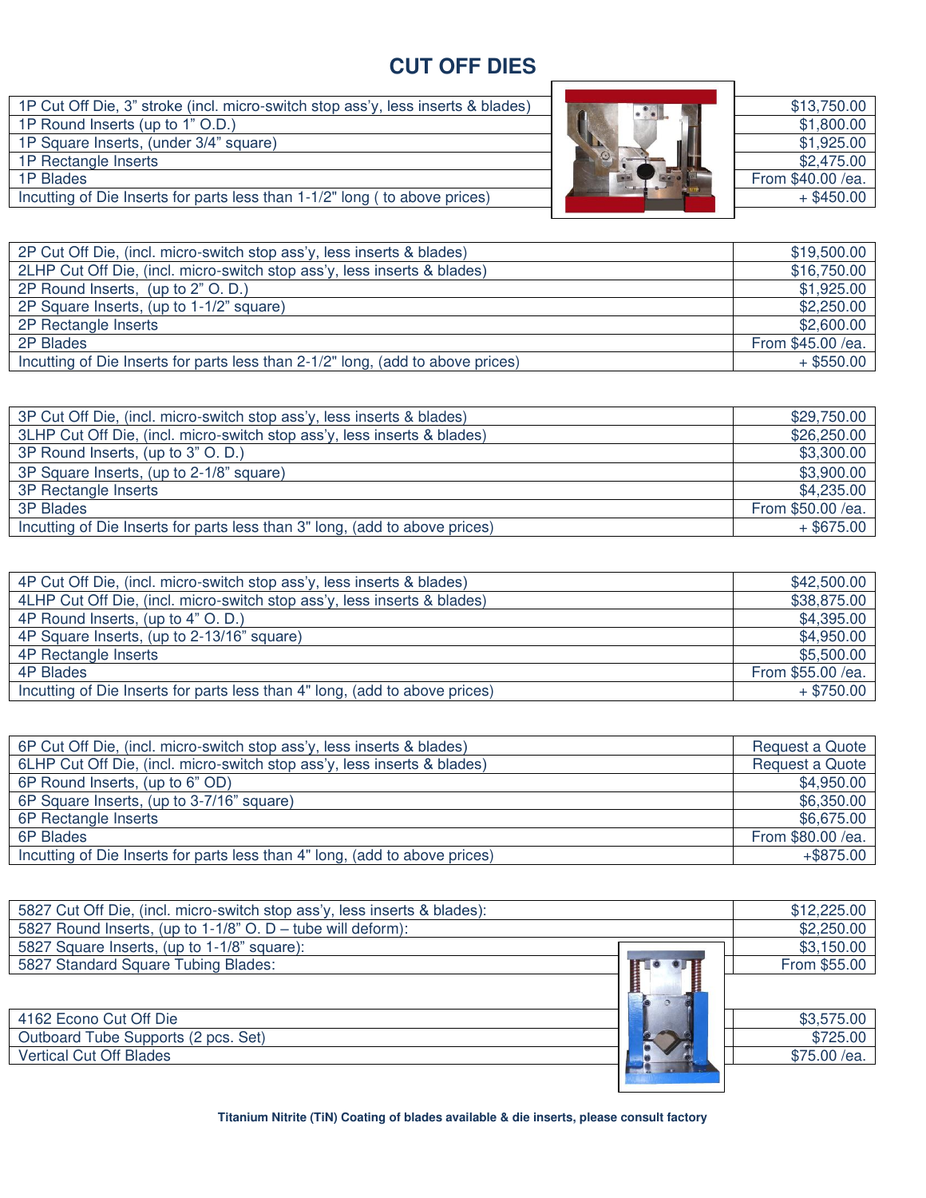# CUT OFF DIES

| Item | Price |
|---|---|
| 1P Cut Off Die, 3" stroke (incl. micro-switch stop ass'y, less inserts & blades) | $13,750.00 |
| 1P Round Inserts (up to 1" O.D.) | $1,800.00 |
| 1P Square Inserts, (under 3/4" square) | $1,925.00 |
| 1P Rectangle Inserts | $2,475.00 |
| 1P Blades | From $40.00 /ea. |
| Incutting of Die Inserts for parts less than 1-1/2" long ( to above prices) | + $450.00 |

| Item | Price |
|---|---|
| 2P Cut Off Die, (incl. micro-switch stop ass'y, less inserts & blades) | $19,500.00 |
| 2LHP Cut Off Die, (incl. micro-switch stop ass'y, less inserts & blades) | $16,750.00 |
| 2P Round Inserts, (up to 2" O. D.) | $1,925.00 |
| 2P Square Inserts, (up to 1-1/2" square) | $2,250.00 |
| 2P Rectangle Inserts | $2,600.00 |
| 2P Blades | From $45.00 /ea. |
| Incutting of Die Inserts for parts less than 2-1/2" long, (add to above prices) | + $550.00 |

| Item | Price |
|---|---|
| 3P Cut Off Die, (incl. micro-switch stop ass'y, less inserts & blades) | $29,750.00 |
| 3LHP Cut Off Die, (incl. micro-switch stop ass'y, less inserts & blades) | $26,250.00 |
| 3P Round Inserts, (up to 3" O. D.) | $3,300.00 |
| 3P Square Inserts, (up to 2-1/8" square) | $3,900.00 |
| 3P Rectangle Inserts | $4,235.00 |
| 3P Blades | From $50.00 /ea. |
| Incutting of Die Inserts for parts less than 3" long, (add to above prices) | + $675.00 |

| Item | Price |
|---|---|
| 4P Cut Off Die, (incl. micro-switch stop ass'y, less inserts & blades) | $42,500.00 |
| 4LHP Cut Off Die, (incl. micro-switch stop ass'y, less inserts & blades) | $38,875.00 |
| 4P Round Inserts, (up to 4" O. D.) | $4,395.00 |
| 4P Square Inserts, (up to 2-13/16" square) | $4,950.00 |
| 4P Rectangle Inserts | $5,500.00 |
| 4P Blades | From $55.00 /ea. |
| Incutting of Die Inserts for parts less than 4" long, (add to above prices) | + $750.00 |

| Item | Price |
|---|---|
| 6P Cut Off Die, (incl. micro-switch stop ass'y, less inserts & blades) | Request a Quote |
| 6LHP Cut Off Die, (incl. micro-switch stop ass'y, less inserts & blades) | Request a Quote |
| 6P Round Inserts, (up to 6" OD) | $4,950.00 |
| 6P Square Inserts, (up to 3-7/16" square) | $6,350.00 |
| 6P Rectangle Inserts | $6,675.00 |
| 6P Blades | From $80.00 /ea. |
| Incutting of Die Inserts for parts less than 4" long, (add to above prices) | +$875.00 |

| Item | Price |
|---|---|
| 5827 Cut Off Die, (incl. micro-switch stop ass'y, less inserts & blades): | $12,225.00 |
| 5827 Round Inserts, (up to 1-1/8" O. D – tube will deform): | $2,250.00 |
| 5827 Square Inserts, (up to 1-1/8" square): | $3,150.00 |
| 5827 Standard Square Tubing Blades: | From $55.00 |

| Item | Price |
|---|---|
| 4162 Econo Cut Off Die | $3,575.00 |
| Outboard Tube Supports (2 pcs. Set) | $725.00 |
| Vertical Cut Off Blades | $75.00 /ea. |

**Titanium Nitrite (TiN) Coating of blades available & die inserts, please consult factory**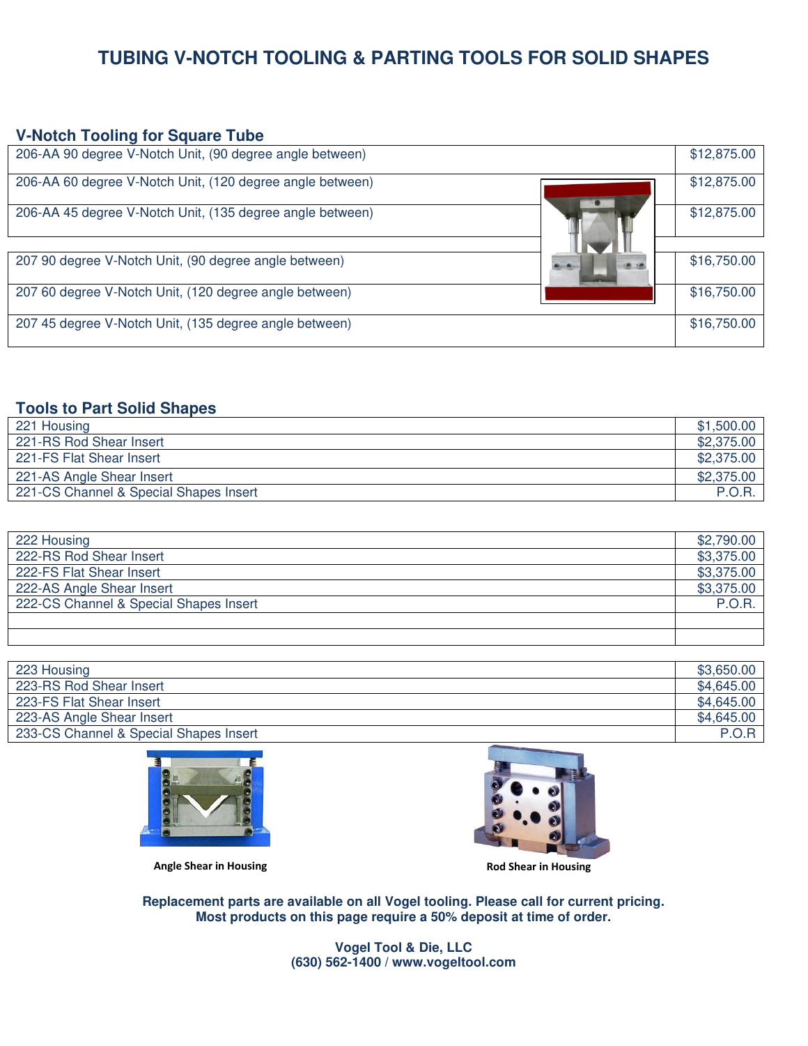# TUBING V-NOTCH TOOLING & PARTING TOOLS FOR SOLID SHAPES

## V-Notch Tooling for Square Tube

| Item | Price |
|---|---|
| 206-AA 90 degree V-Notch Unit, (90 degree angle between) | $12,875.00 |
| 206-AA 60 degree V-Notch Unit, (120 degree angle between) | $12,875.00 |
| 206-AA 45 degree V-Notch Unit, (135 degree angle between) | $12,875.00 |

| Item | Price |
|---|---|
| 207 90 degree V-Notch Unit, (90 degree angle between) | $16,750.00 |
| 207 60 degree V-Notch Unit, (120 degree angle between) | $16,750.00 |
| 207 45 degree V-Notch Unit, (135 degree angle between) | $16,750.00 |

## Tools to Part Solid Shapes

| Item | Price |
|---|---|
| 221 Housing | $1,500.00 |
| 221-RS Rod Shear Insert | $2,375.00 |
| 221-FS Flat Shear Insert | $2,375.00 |
| 221-AS Angle Shear Insert | $2,375.00 |
| 221-CS Channel & Special Shapes Insert | P.O.R. |

| Item | Price |
|---|---|
| 222 Housing | $2,790.00 |
| 222-RS Rod Shear Insert | $3,375.00 |
| 222-FS Flat Shear Insert | $3,375.00 |
| 222-AS Angle Shear Insert | $3,375.00 |
| 222-CS Channel & Special Shapes Insert | P.O.R. |
| | |
| | |

| Item | Price |
|---|---|
| 223 Housing | $3,650.00 |
| 223-RS Rod Shear Insert | $4,645.00 |
| 223-FS Flat Shear Insert | $4,645.00 |
| 223-AS Angle Shear Insert | $4,645.00 |
| 233-CS Channel & Special Shapes Insert | P.O.R |

**Angle Shear in Housing**

**Rod Shear in Housing**

**Replacement parts are available on all Vogel tooling. Please call for current pricing.**
**Most products on this page require a 50% deposit at time of order.**

**Vogel Tool & Die, LLC**
**(630) 562-1400 / www.vogeltool.com**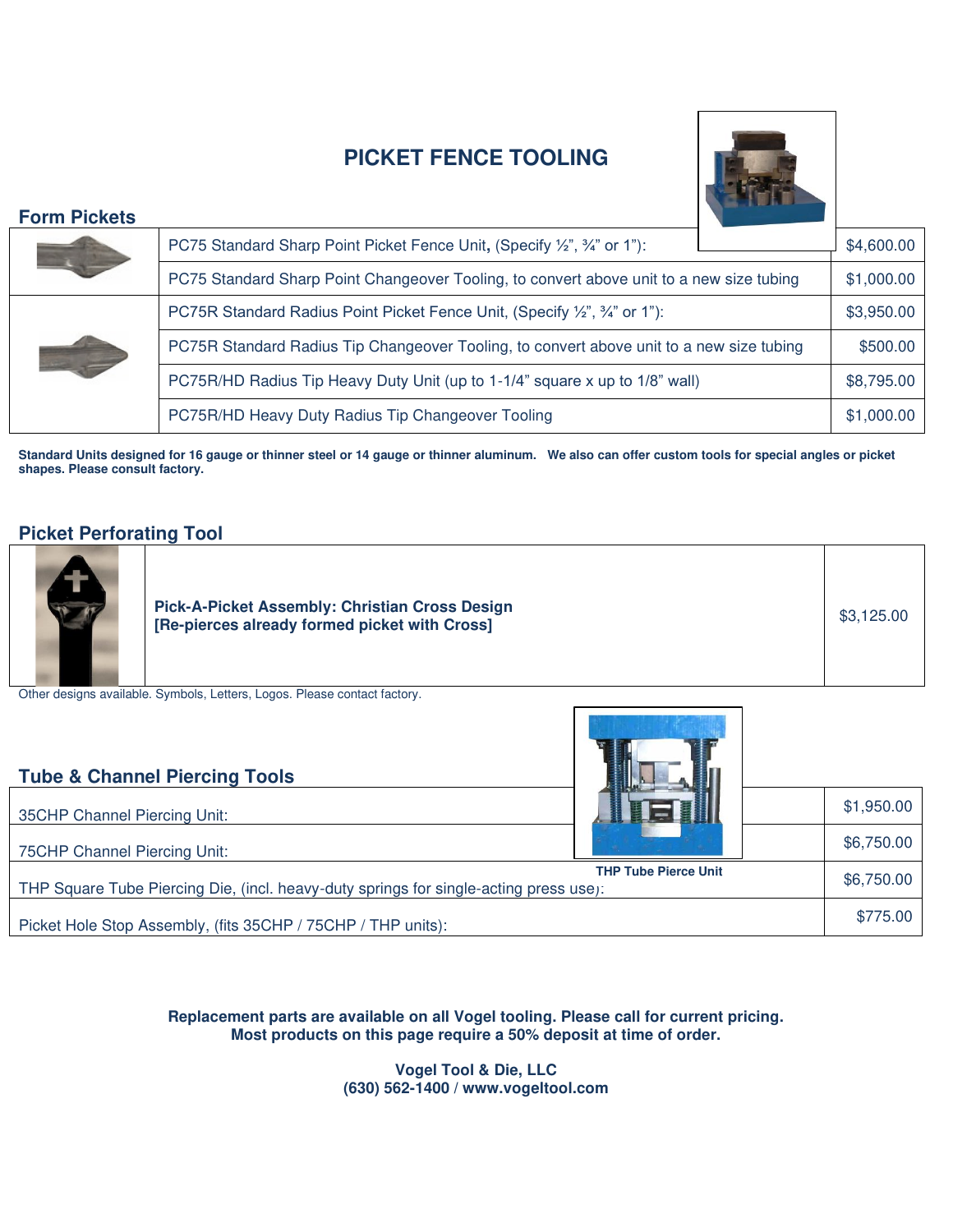# PICKET FENCE TOOLING

## Form Pickets

| | Description | Price |
|---|---|---|
| | PC75 Standard Sharp Point Picket Fence Unit, (Specify ½", ¾" or 1"): | $4,600.00 |
| | PC75 Standard Sharp Point Changeover Tooling, to convert above unit to a new size tubing | $1,000.00 |
| | PC75R Standard Radius Point Picket Fence Unit, (Specify ½", ¾" or 1"): | $3,950.00 |
| | PC75R Standard Radius Tip Changeover Tooling, to convert above unit to a new size tubing | $500.00 |
| | PC75R/HD Radius Tip Heavy Duty Unit (up to 1-1/4" square x up to 1/8" wall) | $8,795.00 |
| | PC75R/HD Heavy Duty Radius Tip Changeover Tooling | $1,000.00 |

**Standard Units designed for 16 gauge or thinner steel or 14 gauge or thinner aluminum. We also can offer custom tools for special angles or picket shapes. Please consult factory.**

## Picket Perforating Tool

| | Description | Price |
|---|---|---|
| | **Pick-A-Picket Assembly: Christian Cross Design [Re-pierces already formed picket with Cross]** | $3,125.00 |

Other designs available. Symbols, Letters, Logos. Please contact factory.

## Tube & Channel Piercing Tools

| Description | Price |
|---|---|
| 35CHP Channel Piercing Unit: | $1,950.00 |
| 75CHP Channel Piercing Unit: | $6,750.00 |
| THP Square Tube Piercing Die, (incl. heavy-duty springs for single-acting press use): | $6,750.00 |
| Picket Hole Stop Assembly, (fits 35CHP / 75CHP / THP units): | $775.00 |

THP Tube Pierce Unit

**Replacement parts are available on all Vogel tooling. Please call for current pricing.**
**Most products on this page require a 50% deposit at time of order.**

**Vogel Tool & Die, LLC**
**(630) 562-1400 / www.vogeltool.com**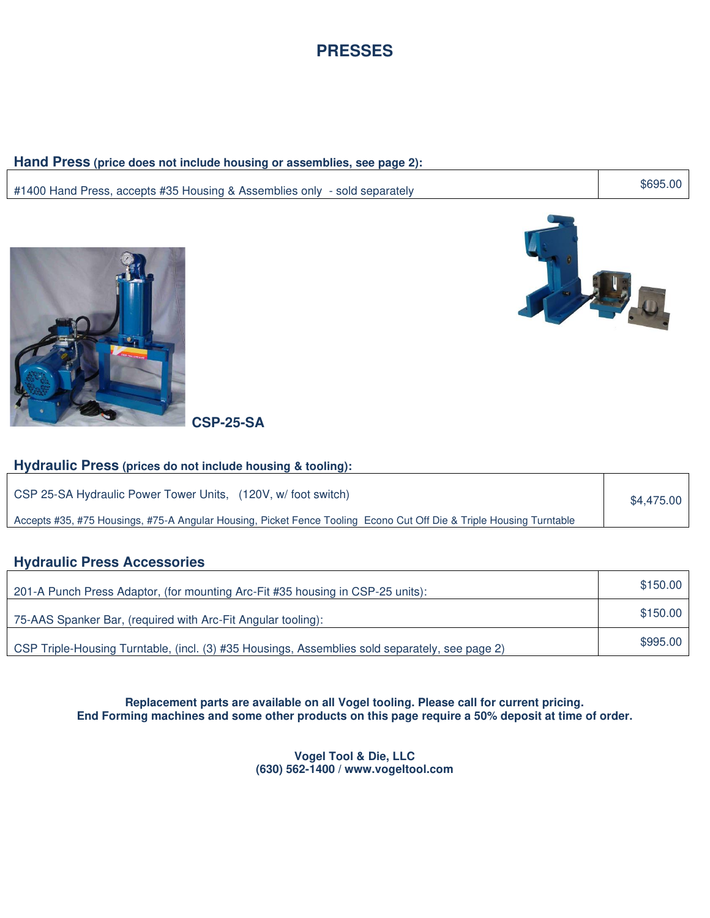# PRESSES

**Hand Press** **(price does not include housing or assemblies, see page 2):**

| Item | Price |
|---|---|
| #1400 Hand Press, accepts #35 Housing & Assemblies only - sold separately | $695.00 |

**CSP-25-SA**

**Hydraulic Press** **(prices do not include housing & tooling):**

| Item | Price |
|---|---|
| CSP 25-SA Hydraulic Power Tower Units, (120V, w/ foot switch)<br>Accepts #35, #75 Housings, #75-A Angular Housing, Picket Fence Tooling Econo Cut Off Die & Triple Housing Turntable | $4,475.00 |

**Hydraulic Press Accessories**

| Item | Price |
|---|---|
| 201-A Punch Press Adaptor, (for mounting Arc-Fit #35 housing in CSP-25 units): | $150.00 |
| 75-AAS Spanker Bar, (required with Arc-Fit Angular tooling): | $150.00 |
| CSP Triple-Housing Turntable, (incl. (3) #35 Housings, Assemblies sold separately, see page 2) | $995.00 |

**Replacement parts are available on all Vogel tooling. Please call for current pricing.**
**End Forming machines and some other products on this page require a 50% deposit at time of order.**

**Vogel Tool & Die, LLC**
**(630) 562-1400 / www.vogeltool.com**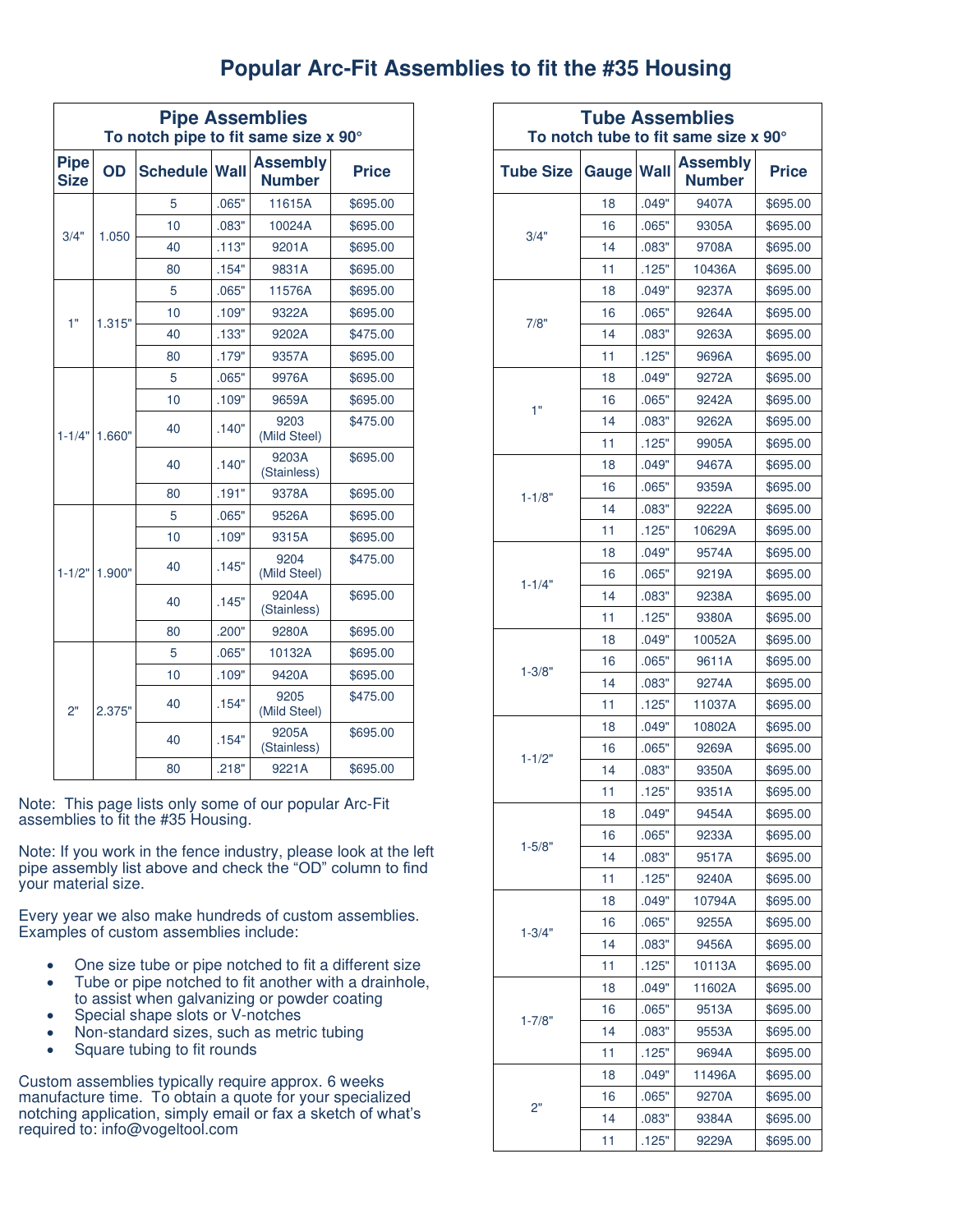# Popular Arc-Fit Assemblies to fit the #35 Housing

## Pipe Assemblies
**To notch pipe to fit same size x 90°**

| Pipe Size | OD | Schedule | Wall | Assembly Number | Price |
|---|---|---|---|---|---|
| 3/4" | 1.050 | 5 | .065" | 11615A | $695.00 |
| | | 10 | .083" | 10024A | $695.00 |
| | | 40 | .113" | 9201A | $695.00 |
| | | 80 | .154" | 9831A | $695.00 |
| 1" | 1.315" | 5 | .065" | 11576A | $695.00 |
| | | 10 | .109" | 9322A | $695.00 |
| | | 40 | .133" | 9202A | $475.00 |
| | | 80 | .179" | 9357A | $695.00 |
| 1-1/4" | 1.660" | 5 | .065" | 9976A | $695.00 |
| | | 10 | .109" | 9659A | $695.00 |
| | | 40 | .140" | 9203 (Mild Steel) | $475.00 |
| | | 40 | .140" | 9203A (Stainless) | $695.00 |
| | | 80 | .191" | 9378A | $695.00 |
| 1-1/2" | 1.900" | 5 | .065" | 9526A | $695.00 |
| | | 10 | .109" | 9315A | $695.00 |
| | | 40 | .145" | 9204 (Mild Steel) | $475.00 |
| | | 40 | .145" | 9204A (Stainless) | $695.00 |
| | | 80 | .200" | 9280A | $695.00 |
| 2" | 2.375" | 5 | .065" | 10132A | $695.00 |
| | | 10 | .109" | 9420A | $695.00 |
| | | 40 | .154" | 9205 (Mild Steel) | $475.00 |
| | | 40 | .154" | 9205A (Stainless) | $695.00 |
| | | 80 | .218" | 9221A | $695.00 |

Note: This page lists only some of our popular Arc-Fit assemblies to fit the #35 Housing.

Note: If you work in the fence industry, please look at the left pipe assembly list above and check the "OD" column to find your material size.

Every year we also make hundreds of custom assemblies. Examples of custom assemblies include:

- One size tube or pipe notched to fit a different size
- Tube or pipe notched to fit another with a drainhole, to assist when galvanizing or powder coating
- Special shape slots or V-notches
- Non-standard sizes, such as metric tubing
- Square tubing to fit rounds

Custom assemblies typically require approx. 6 weeks manufacture time. To obtain a quote for your specialized notching application, simply email or fax a sketch of what's required to: info@vogeltool.com

## Tube Assemblies
**To notch tube to fit same size x 90°**

| Tube Size | Gauge | Wall | Assembly Number | Price |
|---|---|---|---|---|
| 3/4" | 18 | .049" | 9407A | $695.00 |
| | 16 | .065" | 9305A | $695.00 |
| | 14 | .083" | 9708A | $695.00 |
| | 11 | .125" | 10436A | $695.00 |
| 7/8" | 18 | .049" | 9237A | $695.00 |
| | 16 | .065" | 9264A | $695.00 |
| | 14 | .083" | 9263A | $695.00 |
| | 11 | .125" | 9696A | $695.00 |
| 1" | 18 | .049" | 9272A | $695.00 |
| | 16 | .065" | 9242A | $695.00 |
| | 14 | .083" | 9262A | $695.00 |
| | 11 | .125" | 9905A | $695.00 |
| 1-1/8" | 18 | .049" | 9467A | $695.00 |
| | 16 | .065" | 9359A | $695.00 |
| | 14 | .083" | 9222A | $695.00 |
| | 11 | .125" | 10629A | $695.00 |
| 1-1/4" | 18 | .049" | 9574A | $695.00 |
| | 16 | .065" | 9219A | $695.00 |
| | 14 | .083" | 9238A | $695.00 |
| | 11 | .125" | 9380A | $695.00 |
| 1-3/8" | 18 | .049" | 10052A | $695.00 |
| | 16 | .065" | 9611A | $695.00 |
| | 14 | .083" | 9274A | $695.00 |
| | 11 | .125" | 11037A | $695.00 |
| 1-1/2" | 18 | .049" | 10802A | $695.00 |
| | 16 | .065" | 9269A | $695.00 |
| | 14 | .083" | 9350A | $695.00 |
| | 11 | .125" | 9351A | $695.00 |
| 1-5/8" | 18 | .049" | 9454A | $695.00 |
| | 16 | .065" | 9233A | $695.00 |
| | 14 | .083" | 9517A | $695.00 |
| | 11 | .125" | 9240A | $695.00 |
| 1-3/4" | 18 | .049" | 10794A | $695.00 |
| | 16 | .065" | 9255A | $695.00 |
| | 14 | .083" | 9456A | $695.00 |
| | 11 | .125" | 10113A | $695.00 |
| 1-7/8" | 18 | .049" | 11602A | $695.00 |
| | 16 | .065" | 9513A | $695.00 |
| | 14 | .083" | 9553A | $695.00 |
| | 11 | .125" | 9694A | $695.00 |
| 2" | 18 | .049" | 11496A | $695.00 |
| | 16 | .065" | 9270A | $695.00 |
| | 14 | .083" | 9384A | $695.00 |
| | 11 | .125" | 9229A | $695.00 |